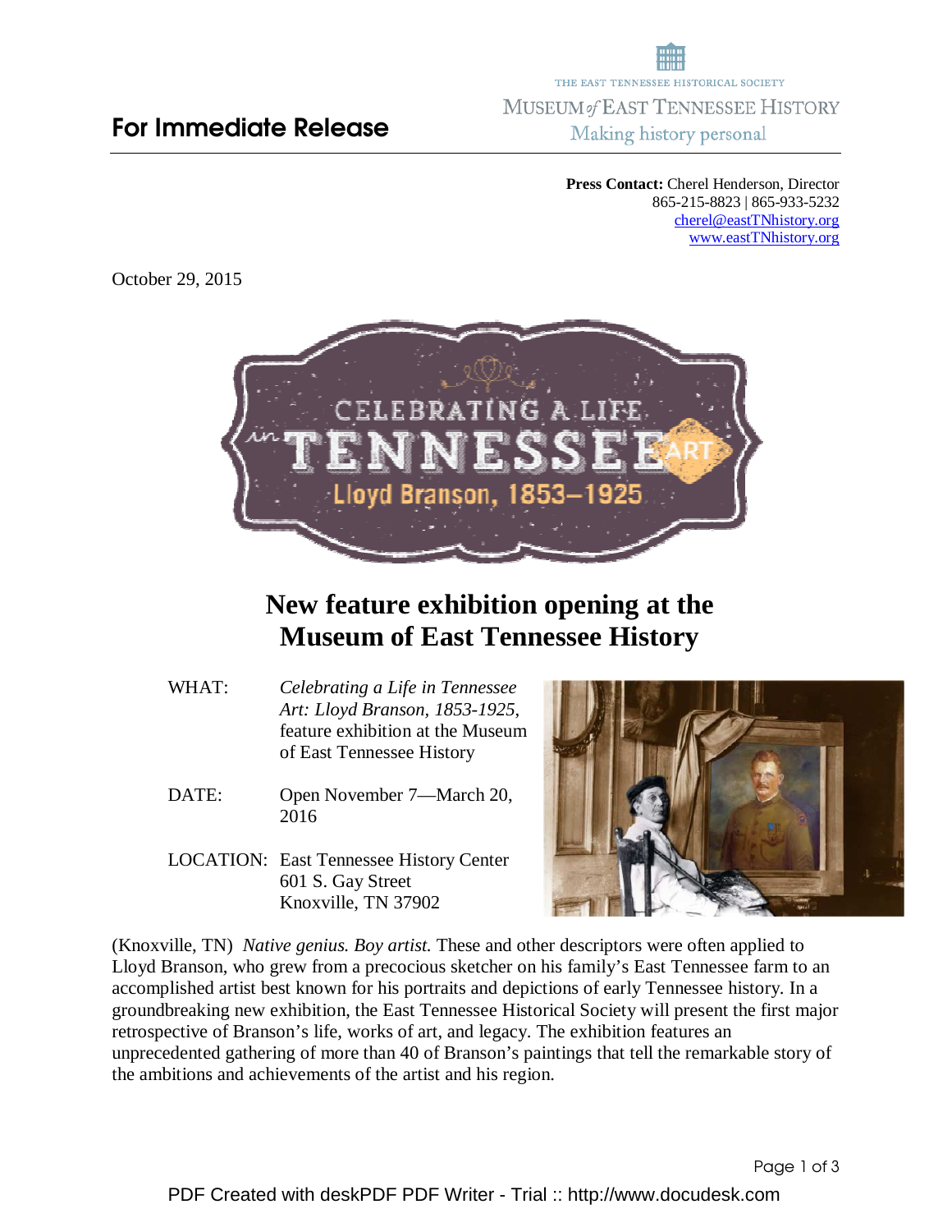THE EAST TENNESSEE HISTORICAL SOCIETY
MUSEUM *of* EAST TENNESSEE HISTORY
Making history personal

**For Immediate Release**

**Press Contact:** Cherel Henderson, Director
865-215-8823 | 865-933-5232
cherel@eastTNhistory.org
www.eastTNhistory.org

October 29, 2015

# New feature exhibition opening at the Museum of East Tennessee History

WHAT: *Celebrating a Life in Tennessee Art: Lloyd Branson, 1853-1925*, feature exhibition at the Museum of East Tennessee History

DATE: Open November 7—March 20, 2016

LOCATION: East Tennessee History Center
601 S. Gay Street
Knoxville, TN 37902

(Knoxville, TN) *Native genius. Boy artist.* These and other descriptors were often applied to Lloyd Branson, who grew from a precocious sketcher on his family's East Tennessee farm to an accomplished artist best known for his portraits and depictions of early Tennessee history. In a groundbreaking new exhibition, the East Tennessee Historical Society will present the first major retrospective of Branson's life, works of art, and legacy. The exhibition features an unprecedented gathering of more than 40 of Branson's paintings that tell the remarkable story of the ambitions and achievements of the artist and his region.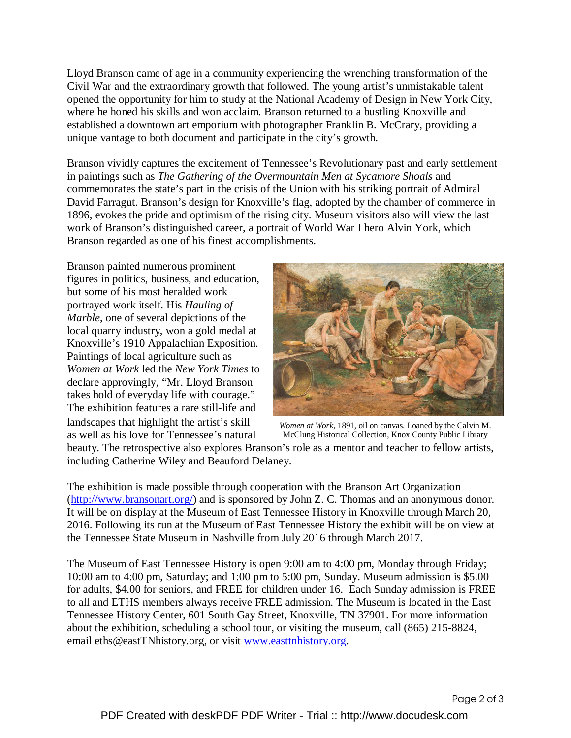Lloyd Branson came of age in a community experiencing the wrenching transformation of the Civil War and the extraordinary growth that followed. The young artist's unmistakable talent opened the opportunity for him to study at the National Academy of Design in New York City, where he honed his skills and won acclaim. Branson returned to a bustling Knoxville and established a downtown art emporium with photographer Franklin B. McCrary, providing a unique vantage to both document and participate in the city's growth.

Branson vividly captures the excitement of Tennessee's Revolutionary past and early settlement in paintings such as *The Gathering of the Overmountain Men at Sycamore Shoals* and commemorates the state's part in the crisis of the Union with his striking portrait of Admiral David Farragut. Branson's design for Knoxville's flag, adopted by the chamber of commerce in 1896, evokes the pride and optimism of the rising city. Museum visitors also will view the last work of Branson's distinguished career, a portrait of World War I hero Alvin York, which Branson regarded as one of his finest accomplishments.

Branson painted numerous prominent figures in politics, business, and education, but some of his most heralded work portrayed work itself. His *Hauling of Marble*, one of several depictions of the local quarry industry, won a gold medal at Knoxville's 1910 Appalachian Exposition. Paintings of local agriculture such as *Women at Work* led the *New York Times* to declare approvingly, "Mr. Lloyd Branson takes hold of everyday life with courage." The exhibition features a rare still-life and landscapes that highlight the artist's skill as well as his love for Tennessee's natural beauty. The retrospective also explores Branson's role as a mentor and teacher to fellow artists, including Catherine Wiley and Beauford Delaney.

*Women at Work*, 1891, oil on canvas. Loaned by the Calvin M. McClung Historical Collection, Knox County Public Library

The exhibition is made possible through cooperation with the Branson Art Organization (http://www.bransonart.org/) and is sponsored by John Z. C. Thomas and an anonymous donor. It will be on display at the Museum of East Tennessee History in Knoxville through March 20, 2016. Following its run at the Museum of East Tennessee History the exhibit will be on view at the Tennessee State Museum in Nashville from July 2016 through March 2017.

The Museum of East Tennessee History is open 9:00 am to 4:00 pm, Monday through Friday; 10:00 am to 4:00 pm, Saturday; and 1:00 pm to 5:00 pm, Sunday. Museum admission is $5.00 for adults, $4.00 for seniors, and FREE for children under 16. Each Sunday admission is FREE to all and ETHS members always receive FREE admission. The Museum is located in the East Tennessee History Center, 601 South Gay Street, Knoxville, TN 37901. For more information about the exhibition, scheduling a school tour, or visiting the museum, call (865) 215-8824, email eths@eastTNhistory.org, or visit www.easttnhistory.org.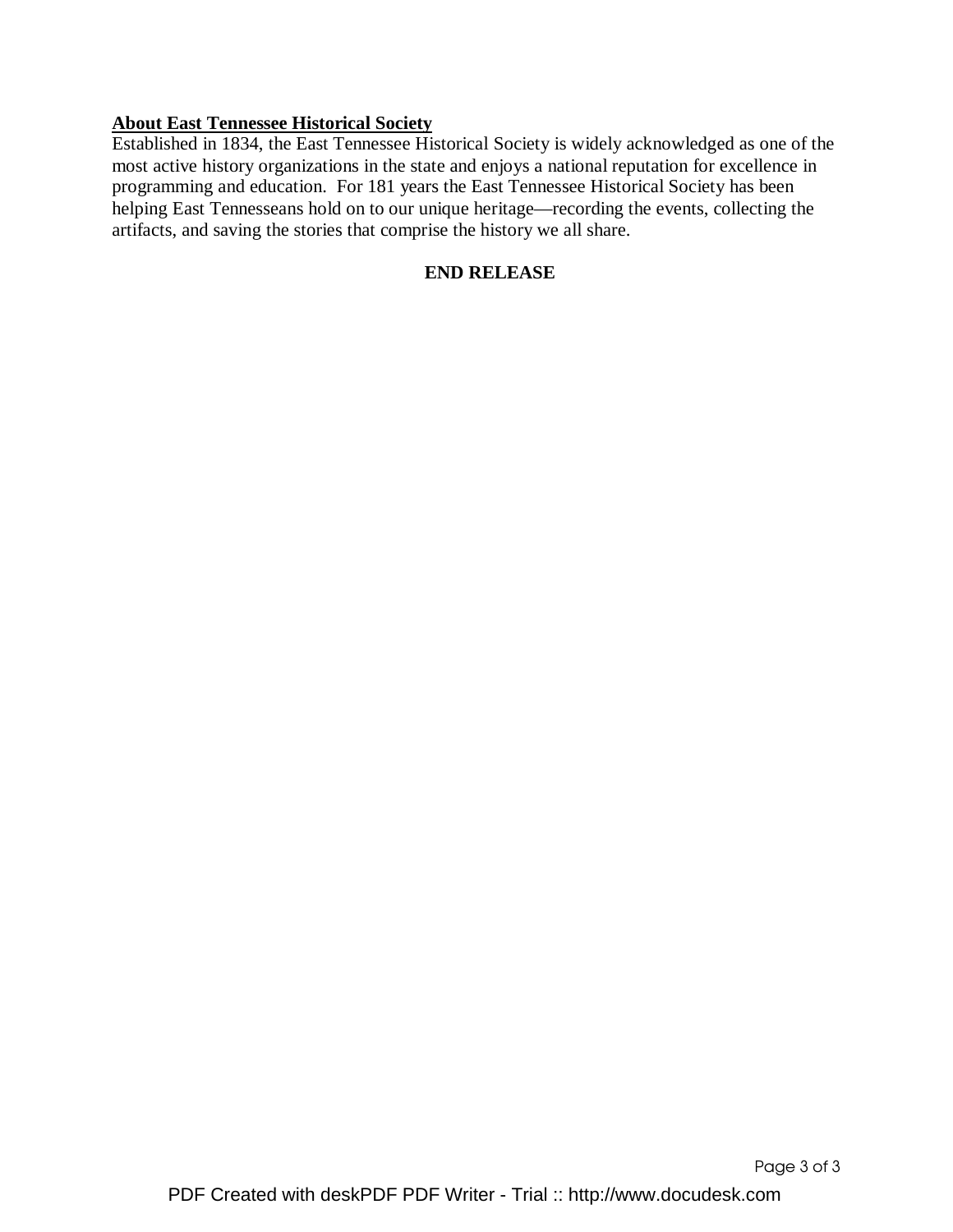**About East Tennessee Historical Society**

Established in 1834, the East Tennessee Historical Society is widely acknowledged as one of the most active history organizations in the state and enjoys a national reputation for excellence in programming and education. For 181 years the East Tennessee Historical Society has been helping East Tennesseans hold on to our unique heritage—recording the events, collecting the artifacts, and saving the stories that comprise the history we all share.

**END RELEASE**